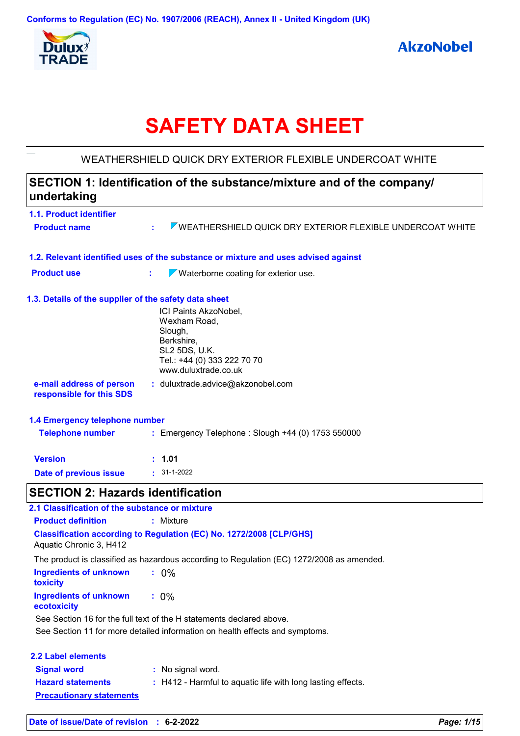Conforms to Regulation (EC) No. 1907/2006 (REACH), Annex II - United Kingdom (UK)

Dulux TRADE

AkzoNobel

# SAFETY DATA SHEET

WEATHERSHIELD QUICK DRY EXTERIOR FLEXIBLE UNDERCOAT WHITE

## SECTION 1: Identification of the substance/mixture and of the company/ undertaking

### 1.1. Product identifier

**Product name** : WEATHERSHIELD QUICK DRY EXTERIOR FLEXIBLE UNDERCOAT WHITE

### 1.2. Relevant identified uses of the substance or mixture and uses advised against

**Product use** : Waterborne coating for exterior use.

### 1.3. Details of the supplier of the safety data sheet

ICI Paints AkzoNobel,
Wexham Road,
Slough,
Berkshire,
SL2 5DS, U.K.
Tel.: +44 (0) 333 222 70 70
www.duluxtrade.co.uk

**e-mail address of person responsible for this SDS** : duluxtrade.advice@akzonobel.com

### 1.4 Emergency telephone number

**Telephone number** : Emergency Telephone : Slough +44 (0) 1753 550000

**Version** : **1.01**

**Date of previous issue** : 31-1-2022

## SECTION 2: Hazards identification

### 2.1 Classification of the substance or mixture

**Product definition** : Mixture

**Classification according to Regulation (EC) No. 1272/2008 [CLP/GHS]**

Aquatic Chronic 3, H412

The product is classified as hazardous according to Regulation (EC) 1272/2008 as amended.

**Ingredients of unknown toxicity** : 0%

**Ingredients of unknown ecotoxicity** : 0%

See Section 16 for the full text of the H statements declared above.

See Section 11 for more detailed information on health effects and symptoms.

### 2.2 Label elements

**Signal word** : No signal word.

**Hazard statements** : H412 - Harmful to aquatic life with long lasting effects.

**Precautionary statements**

**Date of issue/Date of revision** : **6-2-2022**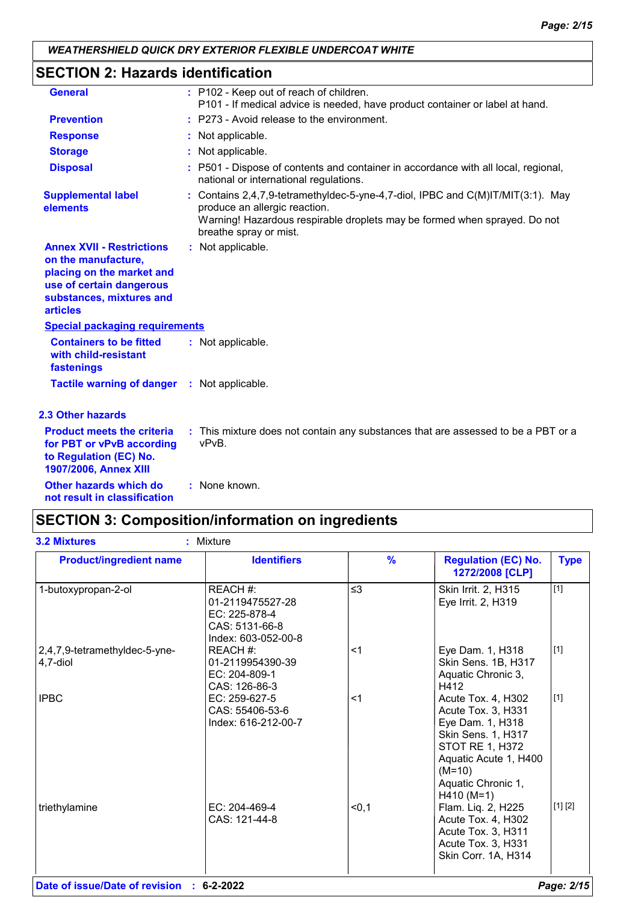WEATHERSHIELD QUICK DRY EXTERIOR FLEXIBLE UNDERCOAT WHITE

## SECTION 2: Hazards identification

| | |
|---|---|
| **General** | : P102 - Keep out of reach of children.<br>P101 - If medical advice is needed, have product container or label at hand. |
| **Prevention** | : P273 - Avoid release to the environment. |
| **Response** | : Not applicable. |
| **Storage** | : Not applicable. |
| **Disposal** | : P501 - Dispose of contents and container in accordance with all local, regional, national or international regulations. |
| **Supplemental label elements** | : Contains 2,4,7,9-tetramethyldec-5-yne-4,7-diol, IPBC and C(M)IT/MIT(3:1). May produce an allergic reaction.<br>Warning! Hazardous respirable droplets may be formed when sprayed. Do not breathe spray or mist. |
| **Annex XVII - Restrictions on the manufacture, placing on the market and use of certain dangerous substances, mixtures and articles** | : Not applicable. |

**Special packaging requirements**

| | |
|---|---|
| **Containers to be fitted with child-resistant fastenings** | : Not applicable. |
| **Tactile warning of danger** | : Not applicable. |

### 2.3 Other hazards

| | |
|---|---|
| **Product meets the criteria for PBT or vPvB according to Regulation (EC) No. 1907/2006, Annex XIII** | : This mixture does not contain any substances that are assessed to be a PBT or a vPvB. |
| **Other hazards which do not result in classification** | : None known. |

## SECTION 3: Composition/information on ingredients

**3.2 Mixtures** : Mixture

| Product/ingredient name | Identifiers | % | Regulation (EC) No. 1272/2008 [CLP] | Type |
|---|---|---|---|---|
| 1-butoxypropan-2-ol | REACH #: 01-2119475527-28<br>EC: 225-878-4<br>CAS: 5131-66-8<br>Index: 603-052-00-8 | ≤3 | Skin Irrit. 2, H315<br>Eye Irrit. 2, H319 | [1] |
| 2,4,7,9-tetramethyldec-5-yne-4,7-diol | REACH #: 01-2119954390-39<br>EC: 204-809-1<br>CAS: 126-86-3 | <1 | Eye Dam. 1, H318<br>Skin Sens. 1B, H317<br>Aquatic Chronic 3, H412 | [1] |
| IPBC | EC: 259-627-5<br>CAS: 55406-53-6<br>Index: 616-212-00-7 | <1 | Acute Tox. 4, H302<br>Acute Tox. 3, H331<br>Eye Dam. 1, H318<br>Skin Sens. 1, H317<br>STOT RE 1, H372<br>Aquatic Acute 1, H400 (M=10)<br>Aquatic Chronic 1, H410 (M=1) | [1] |
| triethylamine | EC: 204-469-4<br>CAS: 121-44-8 | <0,1 | Flam. Liq. 2, H225<br>Acute Tox. 4, H302<br>Acute Tox. 3, H311<br>Acute Tox. 3, H331<br>Skin Corr. 1A, H314 | [1] [2] |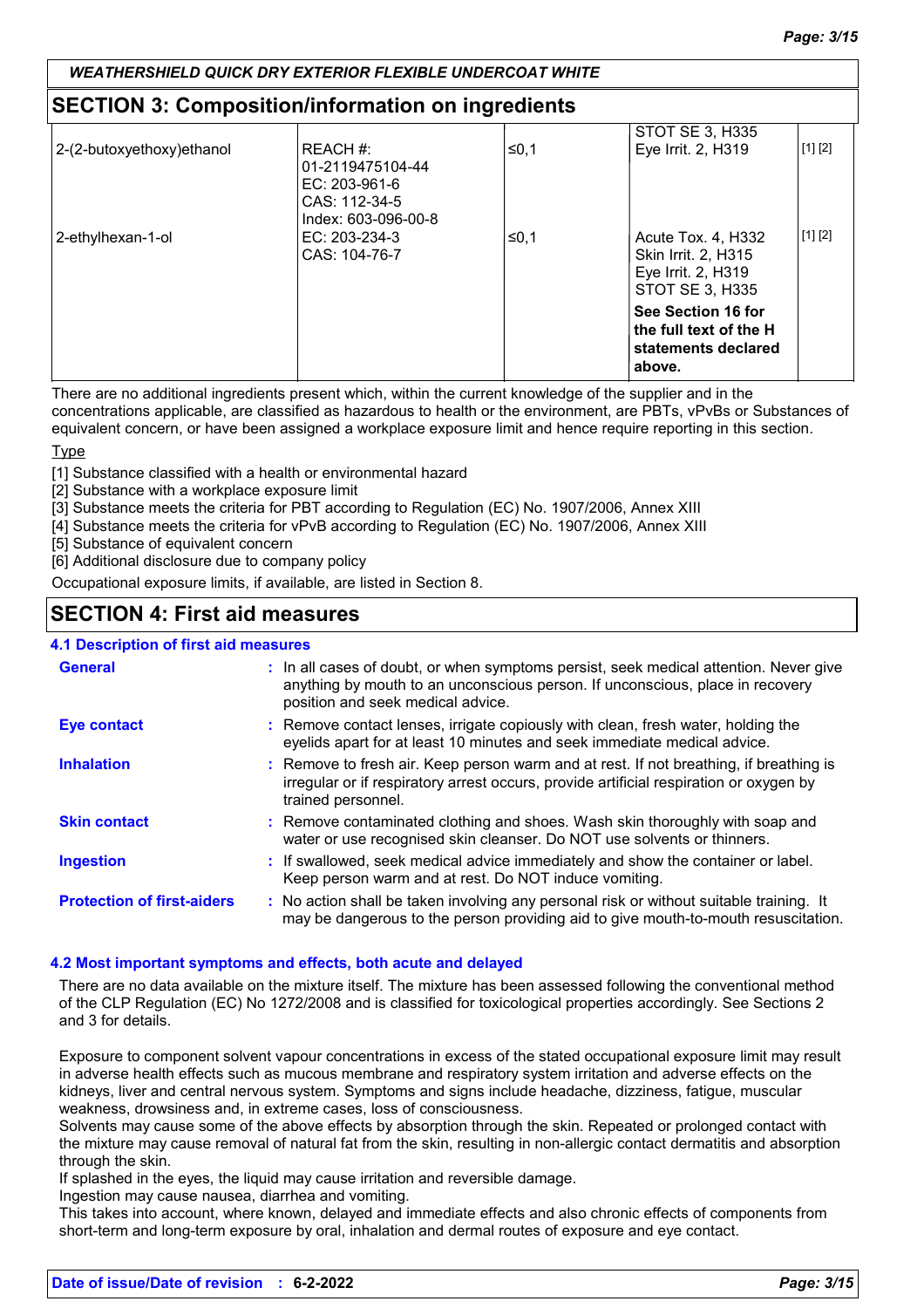## SECTION 3: Composition/information on ingredients

| | | | | |
|---|---|---|---|---|
| 2-(2-butoxyethoxy)ethanol | REACH #: 01-2119475104-44<br>EC: 203-961-6<br>CAS: 112-34-5<br>Index: 603-096-00-8 | ≤0,1 | STOT SE 3, H335<br>Eye Irrit. 2, H319 | [1] [2] |
| 2-ethylhexan-1-ol | EC: 203-234-3<br>CAS: 104-76-7 | ≤0,1 | Acute Tox. 4, H332<br>Skin Irrit. 2, H315<br>Eye Irrit. 2, H319<br>STOT SE 3, H335 | [1] [2] |
| | | | **See Section 16 for the full text of the H statements declared above.** | |

There are no additional ingredients present which, within the current knowledge of the supplier and in the concentrations applicable, are classified as hazardous to health or the environment, are PBTs, vPvBs or Substances of equivalent concern, or have been assigned a workplace exposure limit and hence require reporting in this section.

Type

[1] Substance classified with a health or environmental hazard
[2] Substance with a workplace exposure limit
[3] Substance meets the criteria for PBT according to Regulation (EC) No. 1907/2006, Annex XIII
[4] Substance meets the criteria for vPvB according to Regulation (EC) No. 1907/2006, Annex XIII
[5] Substance of equivalent concern
[6] Additional disclosure due to company policy

Occupational exposure limits, if available, are listed in Section 8.

## SECTION 4: First aid measures

### 4.1 Description of first aid measures

**General** : In all cases of doubt, or when symptoms persist, seek medical attention. Never give anything by mouth to an unconscious person. If unconscious, place in recovery position and seek medical advice.

**Eye contact** : Remove contact lenses, irrigate copiously with clean, fresh water, holding the eyelids apart for at least 10 minutes and seek immediate medical advice.

**Inhalation** : Remove to fresh air. Keep person warm and at rest. If not breathing, if breathing is irregular or if respiratory arrest occurs, provide artificial respiration or oxygen by trained personnel.

**Skin contact** : Remove contaminated clothing and shoes. Wash skin thoroughly with soap and water or use recognised skin cleanser. Do NOT use solvents or thinners.

**Ingestion** : If swallowed, seek medical advice immediately and show the container or label. Keep person warm and at rest. Do NOT induce vomiting.

**Protection of first-aiders** : No action shall be taken involving any personal risk or without suitable training. It may be dangerous to the person providing aid to give mouth-to-mouth resuscitation.

### 4.2 Most important symptoms and effects, both acute and delayed

There are no data available on the mixture itself. The mixture has been assessed following the conventional method of the CLP Regulation (EC) No 1272/2008 and is classified for toxicological properties accordingly. See Sections 2 and 3 for details.

Exposure to component solvent vapour concentrations in excess of the stated occupational exposure limit may result in adverse health effects such as mucous membrane and respiratory system irritation and adverse effects on the kidneys, liver and central nervous system. Symptoms and signs include headache, dizziness, fatigue, muscular weakness, drowsiness and, in extreme cases, loss of consciousness.
Solvents may cause some of the above effects by absorption through the skin. Repeated or prolonged contact with the mixture may cause removal of natural fat from the skin, resulting in non-allergic contact dermatitis and absorption through the skin.
If splashed in the eyes, the liquid may cause irritation and reversible damage.
Ingestion may cause nausea, diarrhea and vomiting.
This takes into account, where known, delayed and immediate effects and also chronic effects of components from short-term and long-term exposure by oral, inhalation and dermal routes of exposure and eye contact.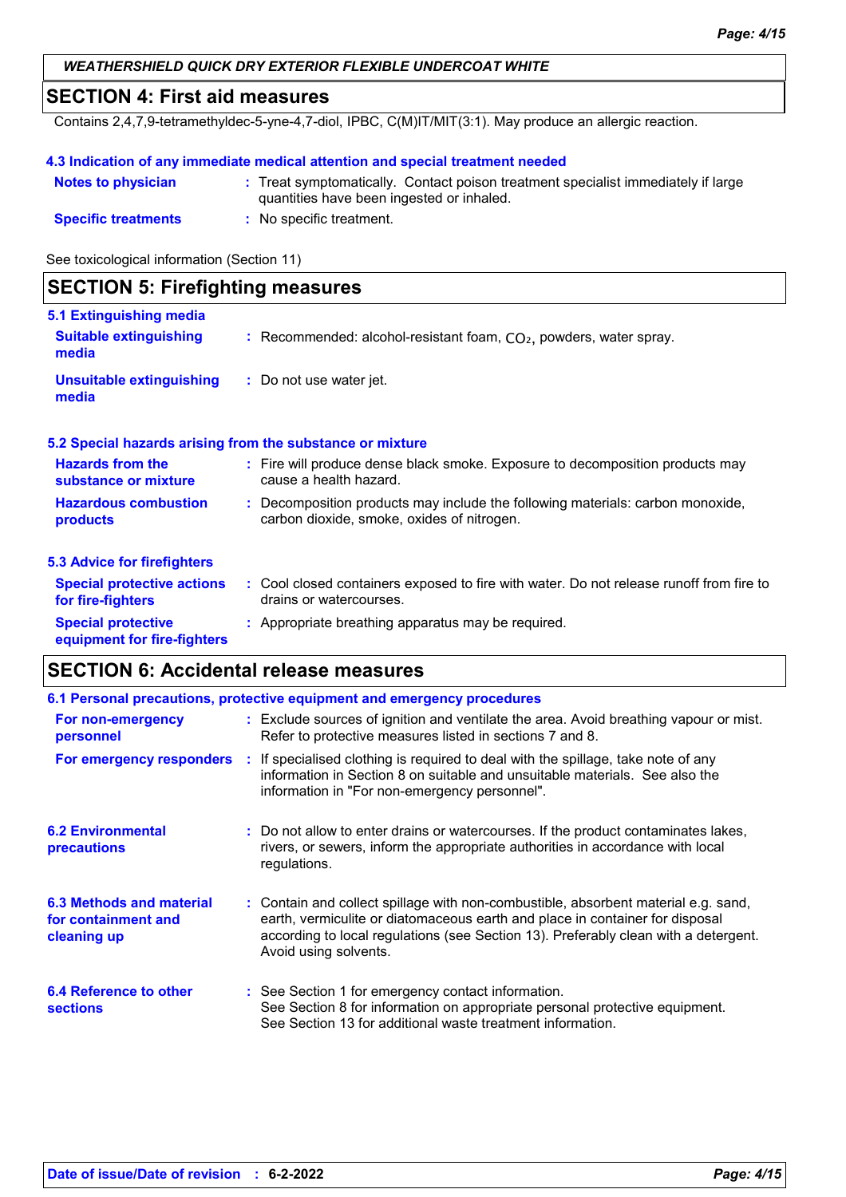## SECTION 4: First aid measures

Contains 2,4,7,9-tetramethyldec-5-yne-4,7-diol, IPBC, C(M)IT/MIT(3:1). May produce an allergic reaction.

### 4.3 Indication of any immediate medical attention and special treatment needed

**Notes to physician** : Treat symptomatically. Contact poison treatment specialist immediately if large quantities have been ingested or inhaled.

**Specific treatments** : No specific treatment.

See toxicological information (Section 11)

## SECTION 5: Firefighting measures

### 5.1 Extinguishing media

**Suitable extinguishing media** : Recommended: alcohol-resistant foam, $CO_2$, powders, water spray.

**Unsuitable extinguishing media** : Do not use water jet.

### 5.2 Special hazards arising from the substance or mixture

**Hazards from the substance or mixture** : Fire will produce dense black smoke. Exposure to decomposition products may cause a health hazard.

**Hazardous combustion products** : Decomposition products may include the following materials: carbon monoxide, carbon dioxide, smoke, oxides of nitrogen.

### 5.3 Advice for firefighters

**Special protective actions for fire-fighters** : Cool closed containers exposed to fire with water. Do not release runoff from fire to drains or watercourses.

**Special protective equipment for fire-fighters** : Appropriate breathing apparatus may be required.

## SECTION 6: Accidental release measures

### 6.1 Personal precautions, protective equipment and emergency procedures

**For non-emergency personnel** : Exclude sources of ignition and ventilate the area. Avoid breathing vapour or mist. Refer to protective measures listed in sections 7 and 8.

**For emergency responders** : If specialised clothing is required to deal with the spillage, take note of any information in Section 8 on suitable and unsuitable materials. See also the information in "For non-emergency personnel".

### 6.2 Environmental precautions

Do not allow to enter drains or watercourses. If the product contaminates lakes, rivers, or sewers, inform the appropriate authorities in accordance with local regulations.

### 6.3 Methods and material for containment and cleaning up

Contain and collect spillage with non-combustible, absorbent material e.g. sand, earth, vermiculite or diatomaceous earth and place in container for disposal according to local regulations (see Section 13). Preferably clean with a detergent. Avoid using solvents.

### 6.4 Reference to other sections

See Section 1 for emergency contact information.
See Section 8 for information on appropriate personal protective equipment.
See Section 13 for additional waste treatment information.

**Date of issue/Date of revision** : 6-2-2022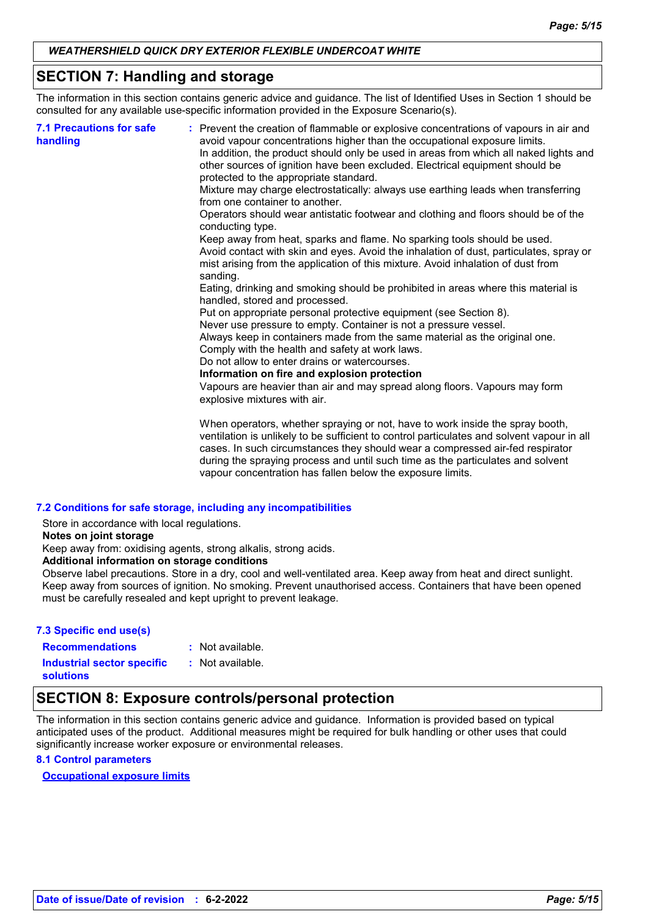## SECTION 7: Handling and storage

The information in this section contains generic advice and guidance. The list of Identified Uses in Section 1 should be consulted for any available use-specific information provided in the Exposure Scenario(s).

**7.1 Precautions for safe handling** : Prevent the creation of flammable or explosive concentrations of vapours in air and avoid vapour concentrations higher than the occupational exposure limits.
In addition, the product should only be used in areas from which all naked lights and other sources of ignition have been excluded. Electrical equipment should be protected to the appropriate standard.
Mixture may charge electrostatically: always use earthing leads when transferring from one container to another.
Operators should wear antistatic footwear and clothing and floors should be of the conducting type.
Keep away from heat, sparks and flame. No sparking tools should be used.
Avoid contact with skin and eyes. Avoid the inhalation of dust, particulates, spray or mist arising from the application of this mixture. Avoid inhalation of dust from sanding.
Eating, drinking and smoking should be prohibited in areas where this material is handled, stored and processed.
Put on appropriate personal protective equipment (see Section 8).
Never use pressure to empty. Container is not a pressure vessel.
Always keep in containers made from the same material as the original one.
Comply with the health and safety at work laws.
Do not allow to enter drains or watercourses.

**Information on fire and explosion protection**

Vapours are heavier than air and may spread along floors. Vapours may form explosive mixtures with air.

When operators, whether spraying or not, have to work inside the spray booth, ventilation is unlikely to be sufficient to control particulates and solvent vapour in all cases. In such circumstances they should wear a compressed air-fed respirator during the spraying process and until such time as the particulates and solvent vapour concentration has fallen below the exposure limits.

**7.2 Conditions for safe storage, including any incompatibilities**

Store in accordance with local regulations.

**Notes on joint storage**

Keep away from: oxidising agents, strong alkalis, strong acids.

**Additional information on storage conditions**

Observe label precautions. Store in a dry, cool and well-ventilated area. Keep away from heat and direct sunlight. Keep away from sources of ignition. No smoking. Prevent unauthorised access. Containers that have been opened must be carefully resealed and kept upright to prevent leakage.

**7.3 Specific end use(s)**

**Recommendations** : Not available.

**Industrial sector specific solutions** : Not available.

## SECTION 8: Exposure controls/personal protection

The information in this section contains generic advice and guidance. Information is provided based on typical anticipated uses of the product. Additional measures might be required for bulk handling or other uses that could significantly increase worker exposure or environmental releases.

**8.1 Control parameters**

**Occupational exposure limits**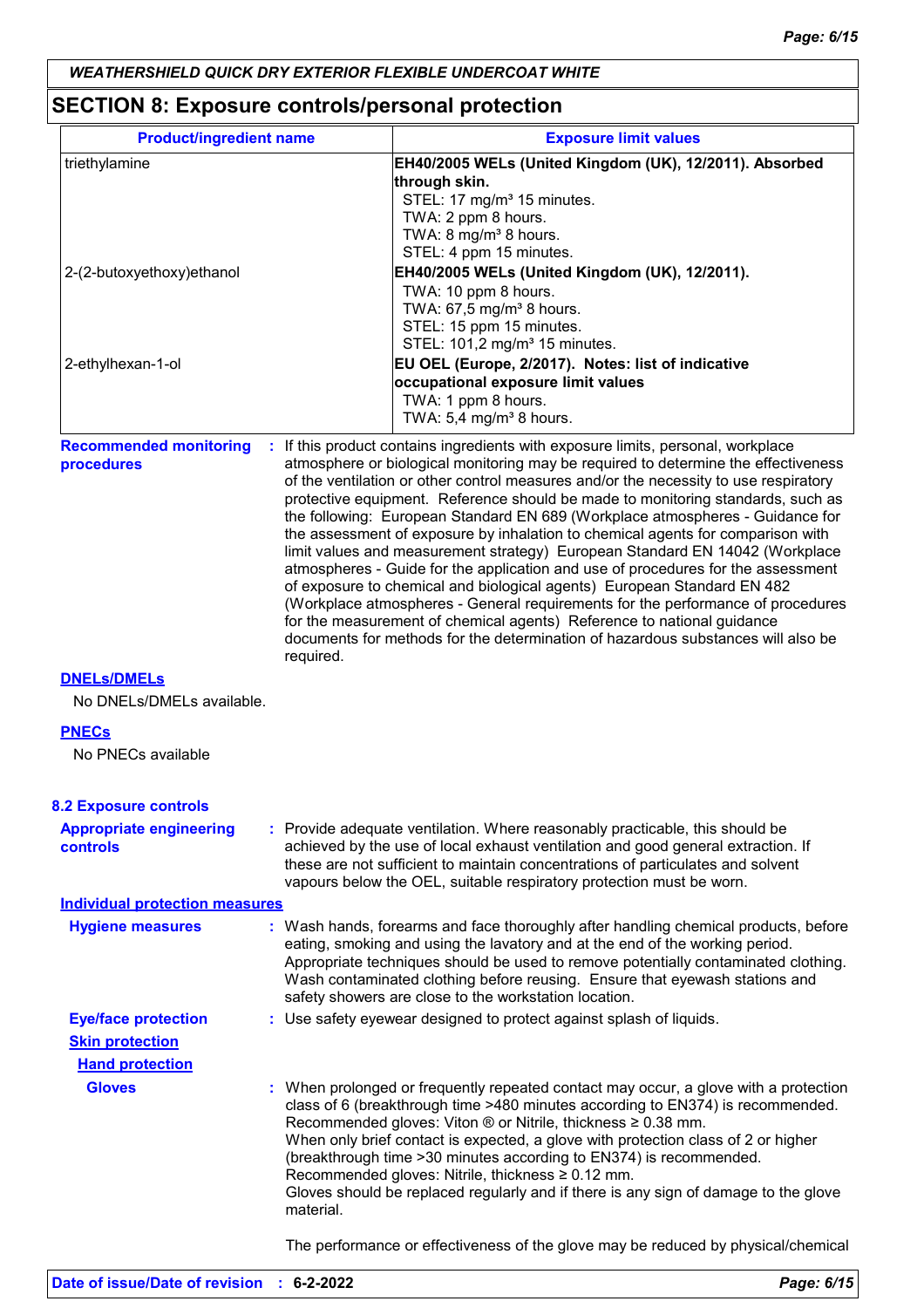## SECTION 8: Exposure controls/personal protection

| Product/ingredient name | Exposure limit values |
|---|---|
| triethylamine | **EH40/2005 WELs (United Kingdom (UK), 12/2011). Absorbed through skin.**<br>STEL: 17 mg/m³ 15 minutes.<br>TWA: 2 ppm 8 hours.<br>TWA: 8 mg/m³ 8 hours.<br>STEL: 4 ppm 15 minutes. |
| 2-(2-butoxyethoxy)ethanol | **EH40/2005 WELs (United Kingdom (UK), 12/2011).**<br>TWA: 10 ppm 8 hours.<br>TWA: 67,5 mg/m³ 8 hours.<br>STEL: 15 ppm 15 minutes.<br>STEL: 101,2 mg/m³ 15 minutes. |
| 2-ethylhexan-1-ol | **EU OEL (Europe, 2/2017). Notes: list of indicative occupational exposure limit values**<br>TWA: 1 ppm 8 hours.<br>TWA: 5,4 mg/m³ 8 hours. |

**Recommended monitoring procedures** : If this product contains ingredients with exposure limits, personal, workplace atmosphere or biological monitoring may be required to determine the effectiveness of the ventilation or other control measures and/or the necessity to use respiratory protective equipment. Reference should be made to monitoring standards, such as the following: European Standard EN 689 (Workplace atmospheres - Guidance for the assessment of exposure by inhalation to chemical agents for comparison with limit values and measurement strategy) European Standard EN 14042 (Workplace atmospheres - Guide for the application and use of procedures for the assessment of exposure to chemical and biological agents) European Standard EN 482 (Workplace atmospheres - General requirements for the performance of procedures for the measurement of chemical agents) Reference to national guidance documents for methods for the determination of hazardous substances will also be required.

**DNELs/DMELs**

No DNELs/DMELs available.

**PNECs**

No PNECs available

### 8.2 Exposure controls

**Appropriate engineering controls** : Provide adequate ventilation. Where reasonably practicable, this should be achieved by the use of local exhaust ventilation and good general extraction. If these are not sufficient to maintain concentrations of particulates and solvent vapours below the OEL, suitable respiratory protection must be worn.

**Individual protection measures**

**Hygiene measures** : Wash hands, forearms and face thoroughly after handling chemical products, before eating, smoking and using the lavatory and at the end of the working period. Appropriate techniques should be used to remove potentially contaminated clothing. Wash contaminated clothing before reusing. Ensure that eyewash stations and safety showers are close to the workstation location.

**Eye/face protection** : Use safety eyewear designed to protect against splash of liquids.

**Skin protection**

**Hand protection**

**Gloves** : When prolonged or frequently repeated contact may occur, a glove with a protection class of 6 (breakthrough time >480 minutes according to EN374) is recommended. Recommended gloves: Viton ® or Nitrile, thickness ≥ 0.38 mm.
When only brief contact is expected, a glove with protection class of 2 or higher (breakthrough time >30 minutes according to EN374) is recommended. Recommended gloves: Nitrile, thickness ≥ 0.12 mm.
Gloves should be replaced regularly and if there is any sign of damage to the glove material.

The performance or effectiveness of the glove may be reduced by physical/chemical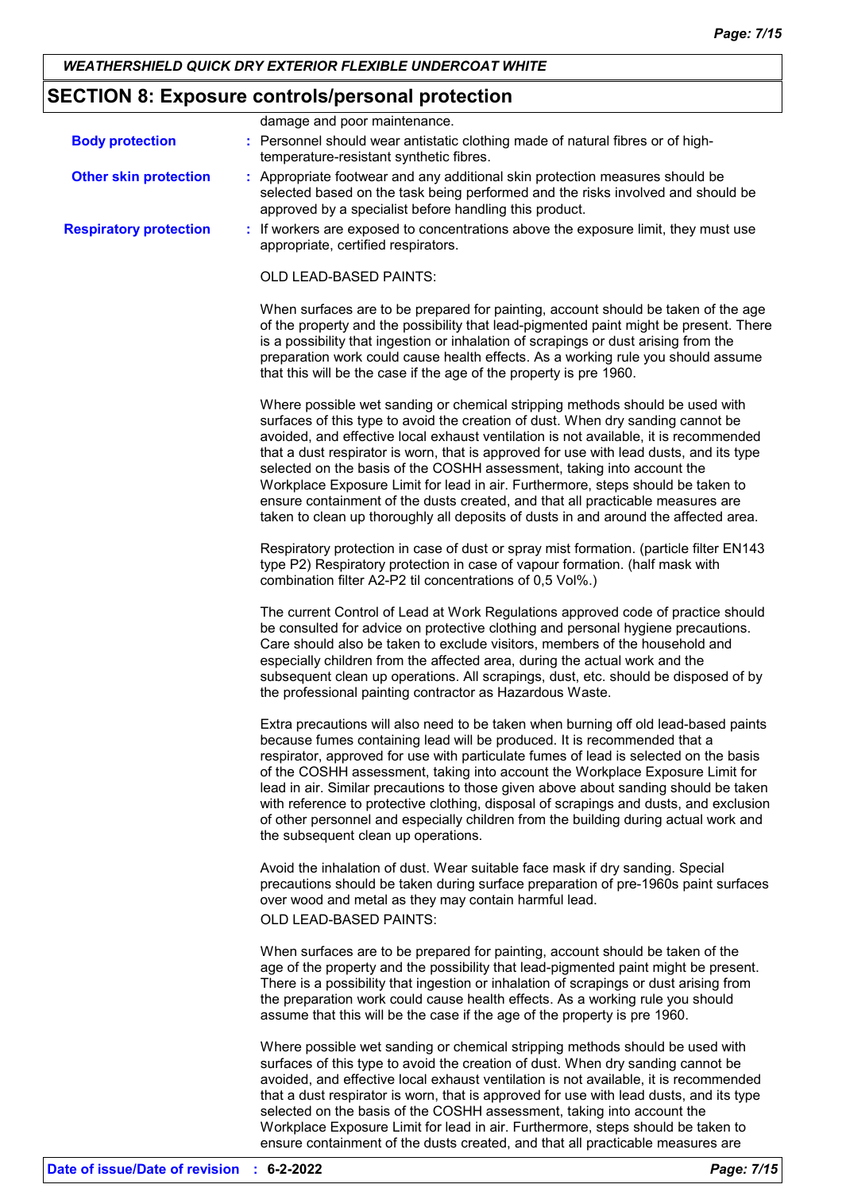## SECTION 8: Exposure controls/personal protection

damage and poor maintenance.

**Body protection** : Personnel should wear antistatic clothing made of natural fibres or of high-temperature-resistant synthetic fibres.

**Other skin protection** : Appropriate footwear and any additional skin protection measures should be selected based on the task being performed and the risks involved and should be approved by a specialist before handling this product.

**Respiratory protection** : If workers are exposed to concentrations above the exposure limit, they must use appropriate, certified respirators.

OLD LEAD-BASED PAINTS:

When surfaces are to be prepared for painting, account should be taken of the age of the property and the possibility that lead-pigmented paint might be present. There is a possibility that ingestion or inhalation of scrapings or dust arising from the preparation work could cause health effects. As a working rule you should assume that this will be the case if the age of the property is pre 1960.

Where possible wet sanding or chemical stripping methods should be used with surfaces of this type to avoid the creation of dust. When dry sanding cannot be avoided, and effective local exhaust ventilation is not available, it is recommended that a dust respirator is worn, that is approved for use with lead dusts, and its type selected on the basis of the COSHH assessment, taking into account the Workplace Exposure Limit for lead in air. Furthermore, steps should be taken to ensure containment of the dusts created, and that all practicable measures are taken to clean up thoroughly all deposits of dusts in and around the affected area.

Respiratory protection in case of dust or spray mist formation. (particle filter EN143 type P2) Respiratory protection in case of vapour formation. (half mask with combination filter A2-P2 til concentrations of 0,5 Vol%.)

The current Control of Lead at Work Regulations approved code of practice should be consulted for advice on protective clothing and personal hygiene precautions. Care should also be taken to exclude visitors, members of the household and especially children from the affected area, during the actual work and the subsequent clean up operations. All scrapings, dust, etc. should be disposed of by the professional painting contractor as Hazardous Waste.

Extra precautions will also need to be taken when burning off old lead-based paints because fumes containing lead will be produced. It is recommended that a respirator, approved for use with particulate fumes of lead is selected on the basis of the COSHH assessment, taking into account the Workplace Exposure Limit for lead in air. Similar precautions to those given above about sanding should be taken with reference to protective clothing, disposal of scrapings and dusts, and exclusion of other personnel and especially children from the building during actual work and the subsequent clean up operations.

Avoid the inhalation of dust. Wear suitable face mask if dry sanding. Special precautions should be taken during surface preparation of pre-1960s paint surfaces over wood and metal as they may contain harmful lead.
OLD LEAD-BASED PAINTS:

When surfaces are to be prepared for painting, account should be taken of the age of the property and the possibility that lead-pigmented paint might be present. There is a possibility that ingestion or inhalation of scrapings or dust arising from the preparation work could cause health effects. As a working rule you should assume that this will be the case if the age of the property is pre 1960.

Where possible wet sanding or chemical stripping methods should be used with surfaces of this type to avoid the creation of dust. When dry sanding cannot be avoided, and effective local exhaust ventilation is not available, it is recommended that a dust respirator is worn, that is approved for use with lead dusts, and its type selected on the basis of the COSHH assessment, taking into account the Workplace Exposure Limit for lead in air. Furthermore, steps should be taken to ensure containment of the dusts created, and that all practicable measures are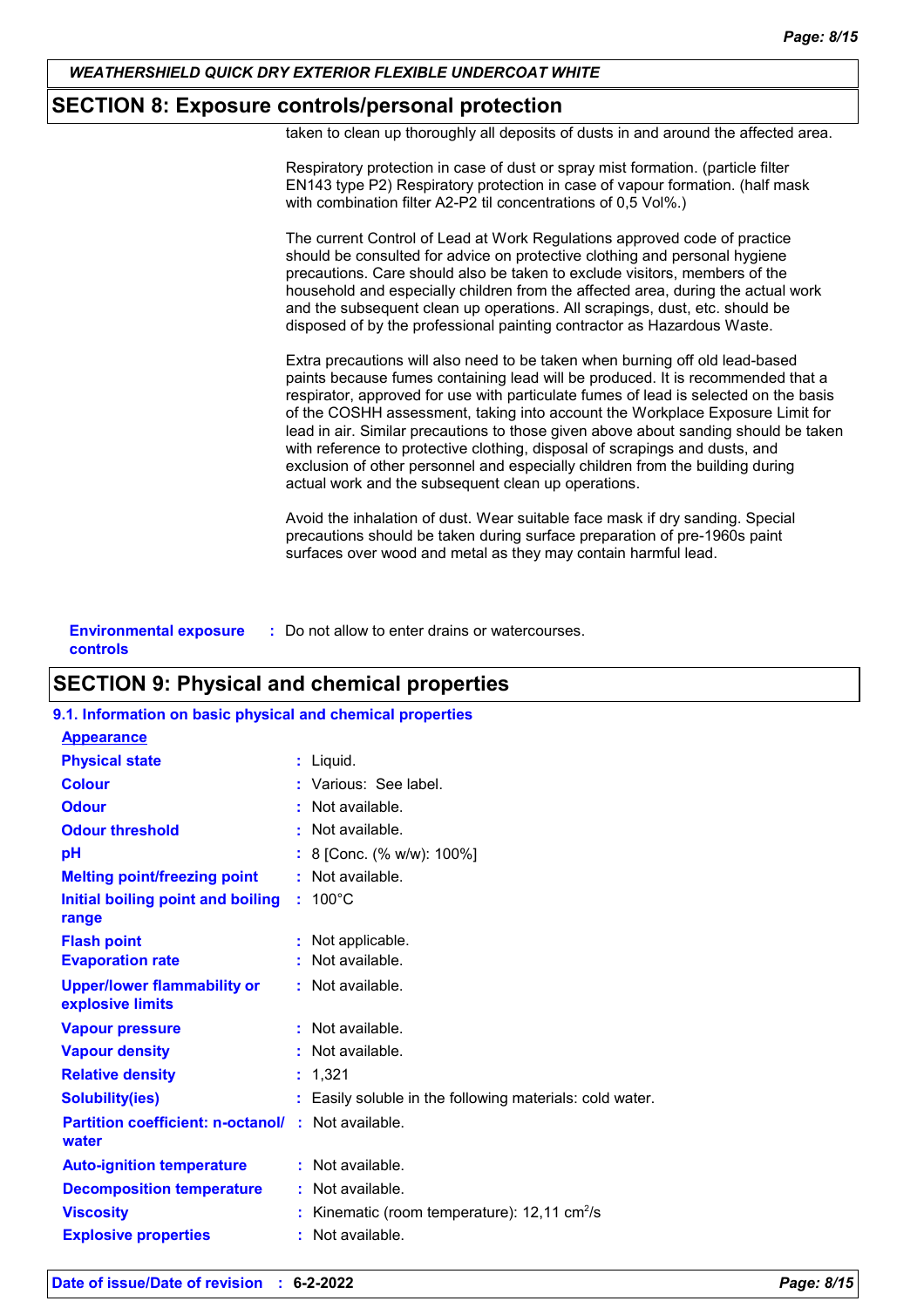## SECTION 8: Exposure controls/personal protection

taken to clean up thoroughly all deposits of dusts in and around the affected area.

Respiratory protection in case of dust or spray mist formation. (particle filter EN143 type P2) Respiratory protection in case of vapour formation. (half mask with combination filter A2-P2 til concentrations of 0,5 Vol%.)

The current Control of Lead at Work Regulations approved code of practice should be consulted for advice on protective clothing and personal hygiene precautions. Care should also be taken to exclude visitors, members of the household and especially children from the affected area, during the actual work and the subsequent clean up operations. All scrapings, dust, etc. should be disposed of by the professional painting contractor as Hazardous Waste.

Extra precautions will also need to be taken when burning off old lead-based paints because fumes containing lead will be produced. It is recommended that a respirator, approved for use with particulate fumes of lead is selected on the basis of the COSHH assessment, taking into account the Workplace Exposure Limit for lead in air. Similar precautions to those given above about sanding should be taken with reference to protective clothing, disposal of scrapings and dusts, and exclusion of other personnel and especially children from the building during actual work and the subsequent clean up operations.

Avoid the inhalation of dust. Wear suitable face mask if dry sanding. Special precautions should be taken during surface preparation of pre-1960s paint surfaces over wood and metal as they may contain harmful lead.

**Environmental exposure controls** : Do not allow to enter drains or watercourses.

## SECTION 9: Physical and chemical properties

### 9.1. Information on basic physical and chemical properties

**Appearance**

| Property | Value |
|---|---|
| Physical state | Liquid. |
| Colour | Various: See label. |
| Odour | Not available. |
| Odour threshold | Not available. |
| pH | 8 [Conc. (% w/w): 100%] |
| Melting point/freezing point | Not available. |
| Initial boiling point and boiling range | 100°C |
| Flash point | Not applicable. |
| Evaporation rate | Not available. |
| Upper/lower flammability or explosive limits | Not available. |
| Vapour pressure | Not available. |
| Vapour density | Not available. |
| Relative density | 1,321 |
| Solubility(ies) | Easily soluble in the following materials: cold water. |
| Partition coefficient: n-octanol/ water | Not available. |
| Auto-ignition temperature | Not available. |
| Decomposition temperature | Not available. |
| Viscosity | Kinematic (room temperature): 12,11 $cm^2/s$ |
| Explosive properties | Not available. |

**Date of issue/Date of revision** : **6-2-2022**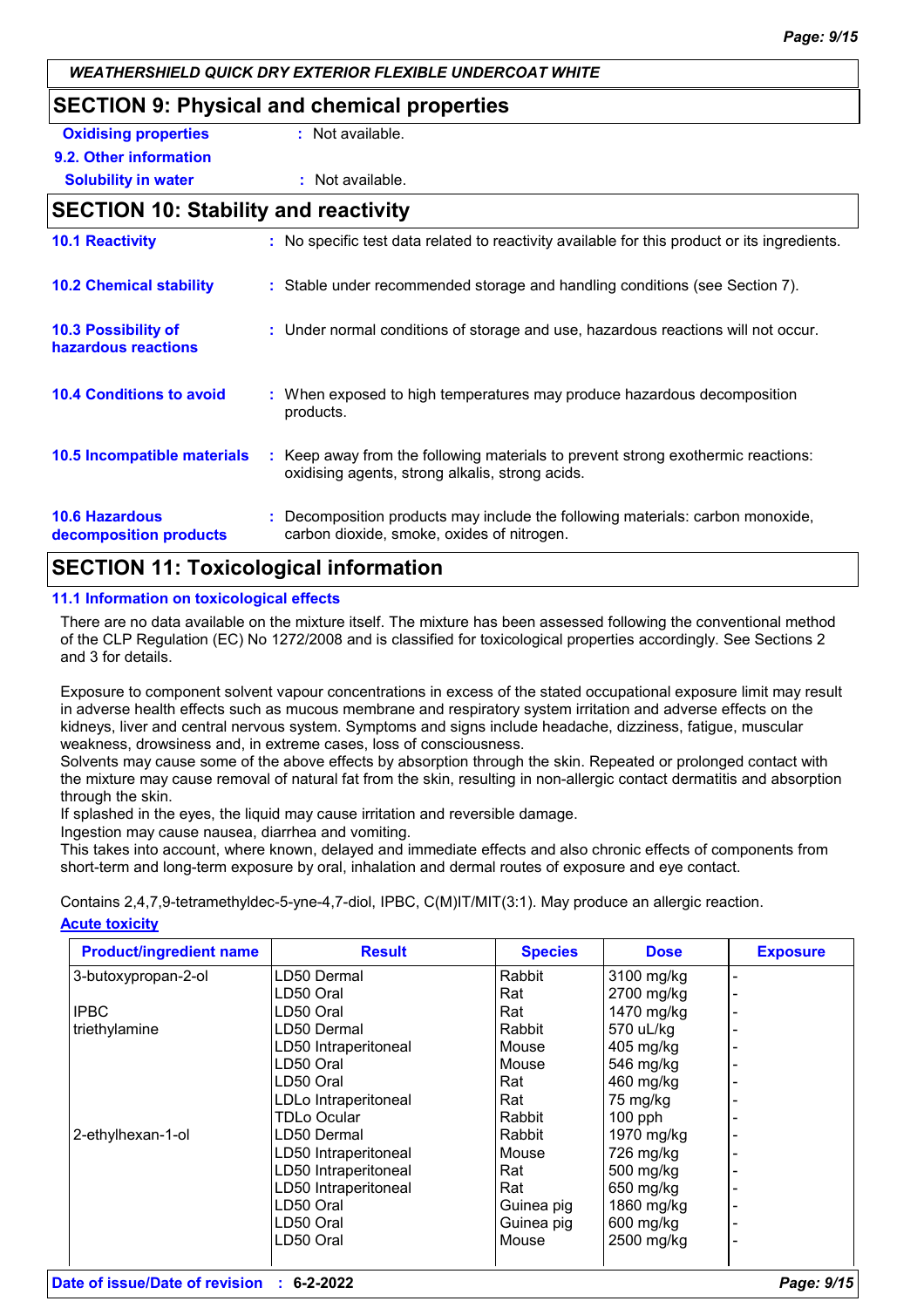**WEATHERSHIELD QUICK DRY EXTERIOR FLEXIBLE UNDERCOAT WHITE**

## SECTION 9: Physical and chemical properties

**Oxidising properties** : Not available.

**9.2. Other information**

**Solubility in water** : Not available.

## SECTION 10: Stability and reactivity

**10.1 Reactivity** : No specific test data related to reactivity available for this product or its ingredients.

**10.2 Chemical stability** : Stable under recommended storage and handling conditions (see Section 7).

**10.3 Possibility of hazardous reactions** : Under normal conditions of storage and use, hazardous reactions will not occur.

**10.4 Conditions to avoid** : When exposed to high temperatures may produce hazardous decomposition products.

**10.5 Incompatible materials** : Keep away from the following materials to prevent strong exothermic reactions: oxidising agents, strong alkalis, strong acids.

**10.6 Hazardous decomposition products** : Decomposition products may include the following materials: carbon monoxide, carbon dioxide, smoke, oxides of nitrogen.

## SECTION 11: Toxicological information

**11.1 Information on toxicological effects**

There are no data available on the mixture itself. The mixture has been assessed following the conventional method of the CLP Regulation (EC) No 1272/2008 and is classified for toxicological properties accordingly. See Sections 2 and 3 for details.

Exposure to component solvent vapour concentrations in excess of the stated occupational exposure limit may result in adverse health effects such as mucous membrane and respiratory system irritation and adverse effects on the kidneys, liver and central nervous system. Symptoms and signs include headache, dizziness, fatigue, muscular weakness, drowsiness and, in extreme cases, loss of consciousness.
Solvents may cause some of the above effects by absorption through the skin. Repeated or prolonged contact with the mixture may cause removal of natural fat from the skin, resulting in non-allergic contact dermatitis and absorption through the skin.
If splashed in the eyes, the liquid may cause irritation and reversible damage.
Ingestion may cause nausea, diarrhea and vomiting.
This takes into account, where known, delayed and immediate effects and also chronic effects of components from short-term and long-term exposure by oral, inhalation and dermal routes of exposure and eye contact.

Contains 2,4,7,9-tetramethyldec-5-yne-4,7-diol, IPBC, C(M)IT/MIT(3:1). May produce an allergic reaction.

**Acute toxicity**

| Product/ingredient name | Result | Species | Dose | Exposure |
|---|---|---|---|---|
| 3-butoxypropan-2-ol | LD50 Dermal | Rabbit | 3100 mg/kg | - |
| | LD50 Oral | Rat | 2700 mg/kg | - |
| IPBC | LD50 Oral | Rat | 1470 mg/kg | - |
| triethylamine | LD50 Dermal | Rabbit | 570 uL/kg | - |
| | LD50 Intraperitoneal | Mouse | 405 mg/kg | - |
| | LD50 Oral | Mouse | 546 mg/kg | - |
| | LD50 Oral | Rat | 460 mg/kg | - |
| | LDLo Intraperitoneal | Rat | 75 mg/kg | - |
| | TDLo Ocular | Rabbit | 100 pph | - |
| 2-ethylhexan-1-ol | LD50 Dermal | Rabbit | 1970 mg/kg | - |
| | LD50 Intraperitoneal | Mouse | 726 mg/kg | - |
| | LD50 Intraperitoneal | Rat | 500 mg/kg | - |
| | LD50 Intraperitoneal | Rat | 650 mg/kg | - |
| | LD50 Oral | Guinea pig | 1860 mg/kg | - |
| | LD50 Oral | Guinea pig | 600 mg/kg | - |
| | LD50 Oral | Mouse | 2500 mg/kg | - |

**Date of issue/Date of revision** : **6-2-2022**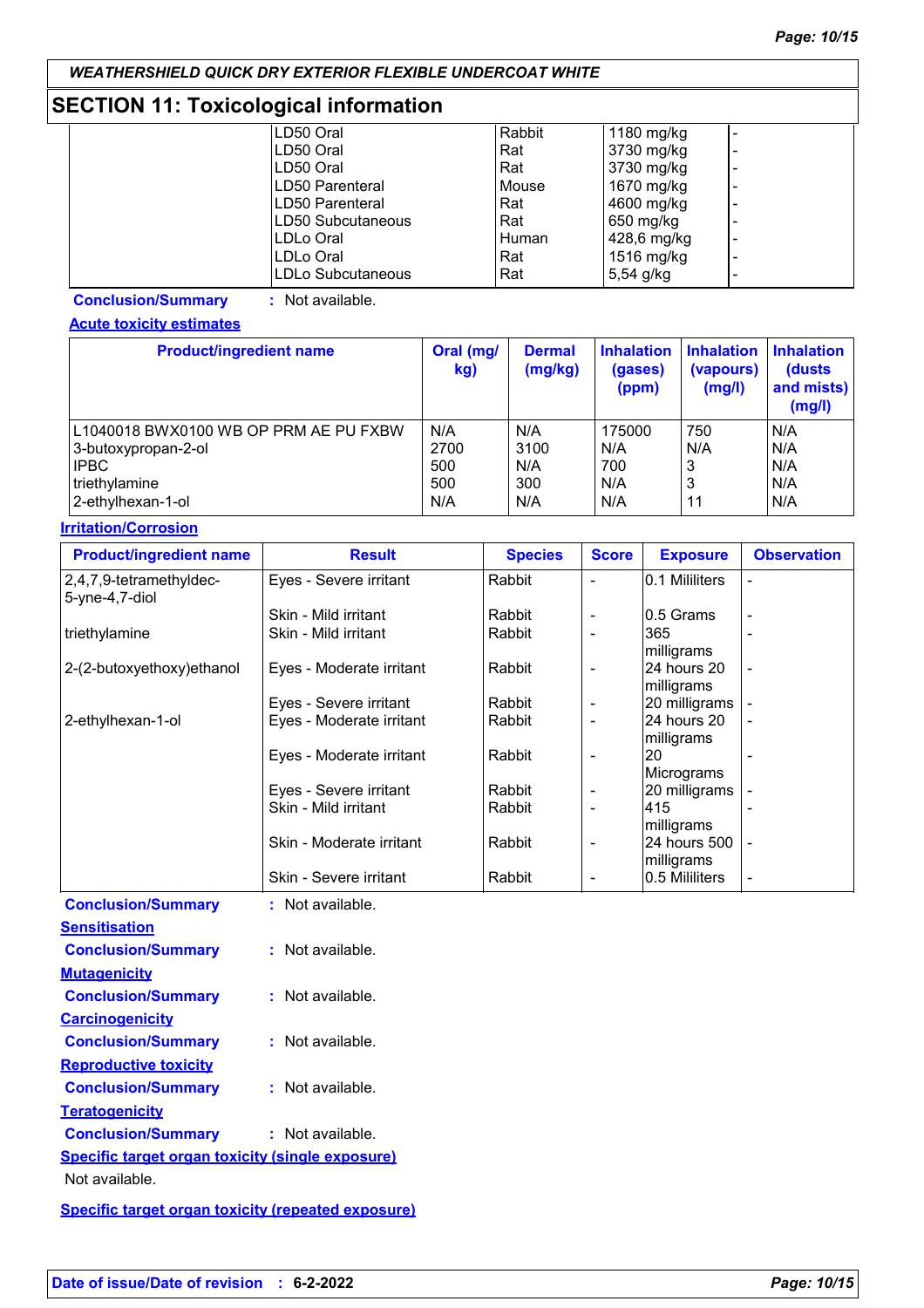## SECTION 11: Toxicological information

| | | | | |
|---|---|---|---|---|
| | LD50 Oral | Rabbit | 1180 mg/kg | - |
| | LD50 Oral | Rat | 3730 mg/kg | - |
| | LD50 Oral | Rat | 3730 mg/kg | - |
| | LD50 Parenteral | Mouse | 1670 mg/kg | - |
| | LD50 Parenteral | Rat | 4600 mg/kg | - |
| | LD50 Subcutaneous | Rat | 650 mg/kg | - |
| | LDLo Oral | Human | 428,6 mg/kg | - |
| | LDLo Oral | Rat | 1516 mg/kg | - |
| | LDLo Subcutaneous | Rat | 5,54 g/kg | - |

**Conclusion/Summary** : Not available.

**Acute toxicity estimates**

| Product/ingredient name | Oral (mg/kg) | Dermal (mg/kg) | Inhalation (gases) (ppm) | Inhalation (vapours) (mg/l) | Inhalation (dusts and mists) (mg/l) |
|---|---|---|---|---|---|
| L1040018 BWX0100 WB OP PRM AE PU FXBW | N/A | N/A | 175000 | 750 | N/A |
| 3-butoxypropan-2-ol | 2700 | 3100 | N/A | N/A | N/A |
| IPBC | 500 | N/A | 700 | 3 | N/A |
| triethylamine | 500 | 300 | N/A | 3 | N/A |
| 2-ethylhexan-1-ol | N/A | N/A | N/A | 11 | N/A |

**Irritation/Corrosion**

| Product/ingredient name | Result | Species | Score | Exposure | Observation |
|---|---|---|---|---|---|
| 2,4,7,9-tetramethyldec-5-yne-4,7-diol | Eyes - Severe irritant | Rabbit | - | 0.1 Mililiters | - |
| | Skin - Mild irritant | Rabbit | - | 0.5 Grams | - |
| triethylamine | Skin - Mild irritant | Rabbit | - | 365 milligrams | - |
| 2-(2-butoxyethoxy)ethanol | Eyes - Moderate irritant | Rabbit | - | 24 hours 20 milligrams | - |
| | Eyes - Severe irritant | Rabbit | - | 20 milligrams | - |
| 2-ethylhexan-1-ol | Eyes - Moderate irritant | Rabbit | - | 24 hours 20 milligrams | - |
| | Eyes - Moderate irritant | Rabbit | - | 20 Micrograms | - |
| | Eyes - Severe irritant | Rabbit | - | 20 milligrams | - |
| | Skin - Mild irritant | Rabbit | - | 415 milligrams | - |
| | Skin - Moderate irritant | Rabbit | - | 24 hours 500 milligrams | - |
| | Skin - Severe irritant | Rabbit | - | 0.5 Mililiters | - |

**Conclusion/Summary** : Not available.

**Sensitisation**

**Conclusion/Summary** : Not available.

**Mutagenicity**

**Conclusion/Summary** : Not available.

**Carcinogenicity**

**Conclusion/Summary** : Not available.

**Reproductive toxicity**

**Conclusion/Summary** : Not available.

**Teratogenicity**

**Conclusion/Summary** : Not available.

**Specific target organ toxicity (single exposure)**

Not available.

**Specific target organ toxicity (repeated exposure)**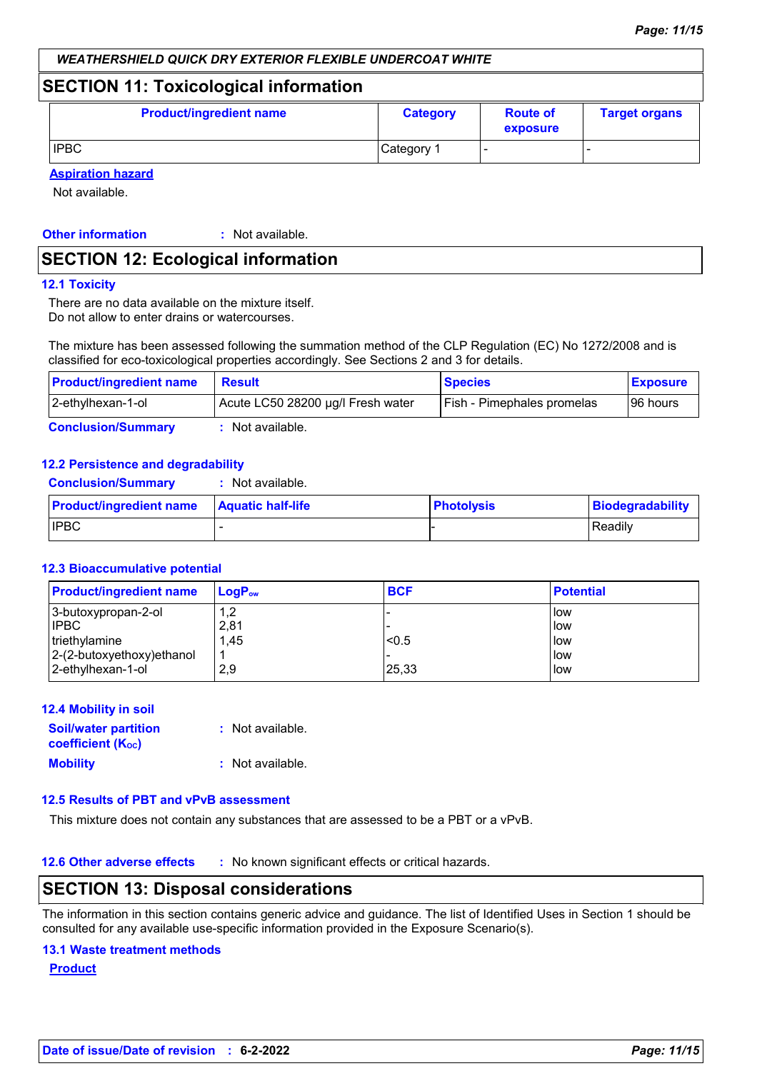## SECTION 11: Toxicological information

| Product/ingredient name | Category | Route of exposure | Target organs |
|---|---|---|---|
| IPBC | Category 1 | - | - |

**Aspiration hazard**

Not available.

**Other information** : Not available.

## SECTION 12: Ecological information

### 12.1 Toxicity

There are no data available on the mixture itself.
Do not allow to enter drains or watercourses.

The mixture has been assessed following the summation method of the CLP Regulation (EC) No 1272/2008 and is classified for eco-toxicological properties accordingly. See Sections 2 and 3 for details.

| Product/ingredient name | Result | Species | Exposure |
|---|---|---|---|
| 2-ethylhexan-1-ol | Acute LC50 28200 µg/l Fresh water | Fish - Pimephales promelas | 96 hours |

**Conclusion/Summary** : Not available.

### 12.2 Persistence and degradability

**Conclusion/Summary** : Not available.

| Product/ingredient name | Aquatic half-life | Photolysis | Biodegradability |
|---|---|---|---|
| IPBC | - | - | Readily |

### 12.3 Bioaccumulative potential

| Product/ingredient name | $LogP_{ow}$ | BCF | Potential |
|---|---|---|---|
| 3-butoxypropan-2-ol | 1,2 | - | low |
| IPBC | 2,81 | - | low |
| triethylamine | 1,45 | <0.5 | low |
| 2-(2-butoxyethoxy)ethanol | 1 | - | low |
| 2-ethylhexan-1-ol | 2,9 | 25,33 | low |

### 12.4 Mobility in soil

**Soil/water partition coefficient ($K_{OC}$)** : Not available.

**Mobility** : Not available.

### 12.5 Results of PBT and vPvB assessment

This mixture does not contain any substances that are assessed to be a PBT or a vPvB.

**12.6 Other adverse effects** : No known significant effects or critical hazards.

## SECTION 13: Disposal considerations

The information in this section contains generic advice and guidance. The list of Identified Uses in Section 1 should be consulted for any available use-specific information provided in the Exposure Scenario(s).

### 13.1 Waste treatment methods

**Product**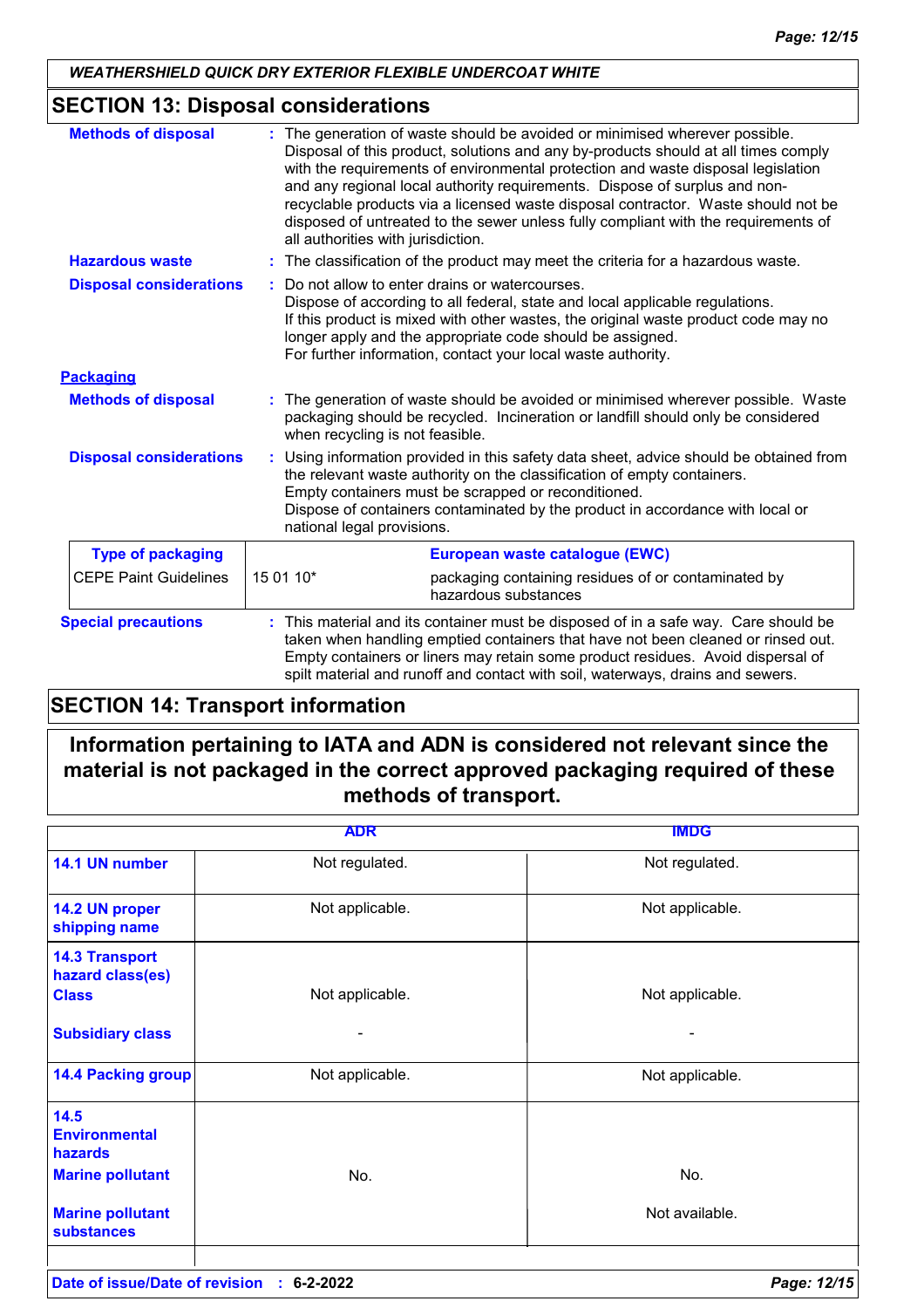## SECTION 13: Disposal considerations

**Methods of disposal** : The generation of waste should be avoided or minimised wherever possible. Disposal of this product, solutions and any by-products should at all times comply with the requirements of environmental protection and waste disposal legislation and any regional local authority requirements. Dispose of surplus and non-recyclable products via a licensed waste disposal contractor. Waste should not be disposed of untreated to the sewer unless fully compliant with the requirements of all authorities with jurisdiction.

**Hazardous waste** : The classification of the product may meet the criteria for a hazardous waste.

**Disposal considerations** : Do not allow to enter drains or watercourses.
Dispose of according to all federal, state and local applicable regulations.
If this product is mixed with other wastes, the original waste product code may no longer apply and the appropriate code should be assigned.
For further information, contact your local waste authority.

### Packaging

**Methods of disposal** : The generation of waste should be avoided or minimised wherever possible. Waste packaging should be recycled. Incineration or landfill should only be considered when recycling is not feasible.

**Disposal considerations** : Using information provided in this safety data sheet, advice should be obtained from the relevant waste authority on the classification of empty containers.
Empty containers must be scrapped or reconditioned.
Dispose of containers contaminated by the product in accordance with local or national legal provisions.

| Type of packaging | European waste catalogue (EWC) | |
|---|---|---|
| CEPE Paint Guidelines | 15 01 10* | packaging containing residues of or contaminated by hazardous substances |

**Special precautions** : This material and its container must be disposed of in a safe way. Care should be taken when handling emptied containers that have not been cleaned or rinsed out. Empty containers or liners may retain some product residues. Avoid dispersal of spilt material and runoff and contact with soil, waterways, drains and sewers.

## SECTION 14: Transport information

**Information pertaining to IATA and ADN is considered not relevant since the material is not packaged in the correct approved packaging required of these methods of transport.**

| | ADR | IMDG |
|---|---|---|
| 14.1 UN number | Not regulated. | Not regulated. |
| 14.2 UN proper shipping name | Not applicable. | Not applicable. |
| 14.3 Transport hazard class(es) Class | Not applicable. | Not applicable. |
| Subsidiary class | - | - |
| 14.4 Packing group | Not applicable. | Not applicable. |
| 14.5 Environmental hazards Marine pollutant | No. | No. |
| Marine pollutant substances | | Not available. |

**Date of issue/Date of revision** : 6-2-2022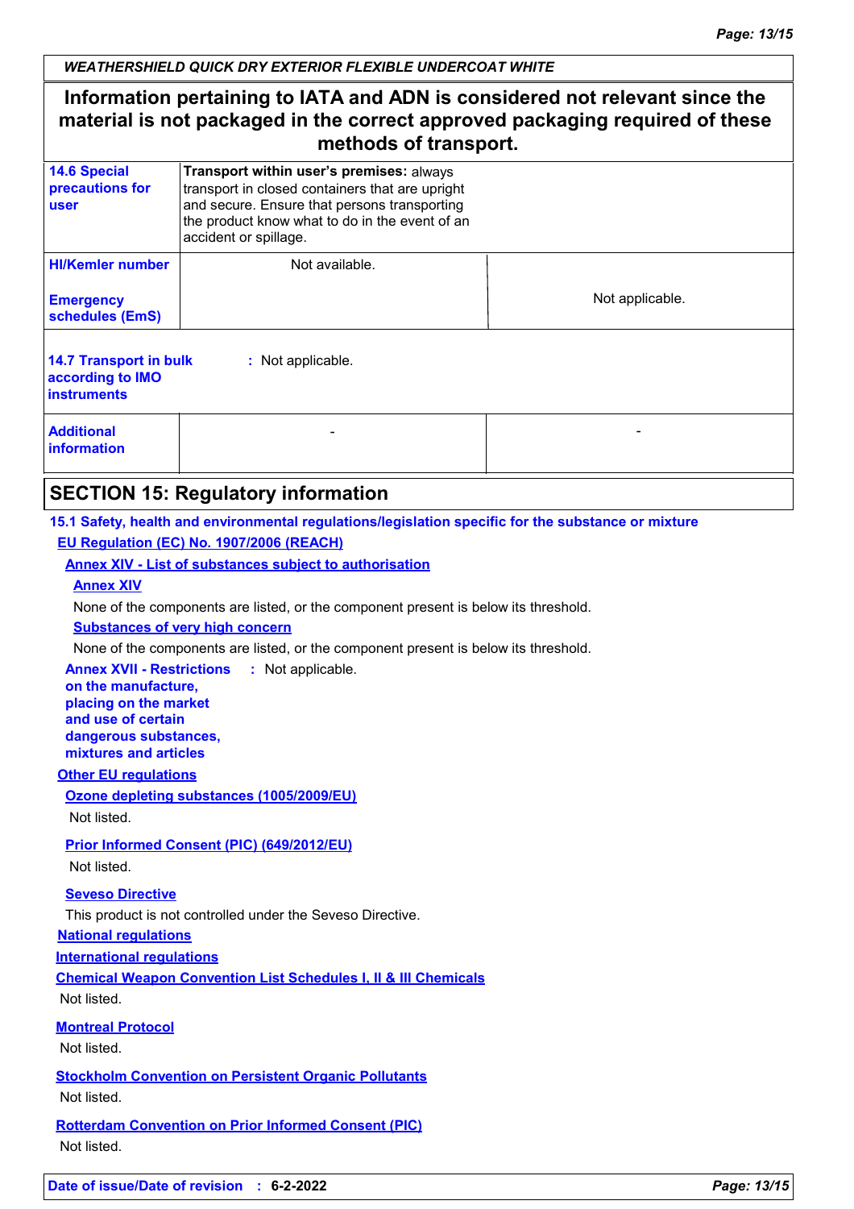**Information pertaining to IATA and ADN is considered not relevant since the material is not packaged in the correct approved packaging required of these methods of transport.**

| | | |
|---|---|---|
| **14.6 Special precautions for user** | **Transport within user's premises:** always transport in closed containers that are upright and secure. Ensure that persons transporting the product know what to do in the event of an accident or spillage. | |
| **HI/Kemler number** | Not available. | |
| **Emergency schedules (EmS)** | | Not applicable. |
| **14.7 Transport in bulk according to IMO instruments** | : Not applicable. | |
| **Additional information** | - | - |

## SECTION 15: Regulatory information

### 15.1 Safety, health and environmental regulations/legislation specific for the substance or mixture

**EU Regulation (EC) No. 1907/2006 (REACH)**

**Annex XIV - List of substances subject to authorisation**

**Annex XIV**

None of the components are listed, or the component present is below its threshold.

**Substances of very high concern**

None of the components are listed, or the component present is below its threshold.

**Annex XVII - Restrictions on the manufacture, placing on the market and use of certain dangerous substances, mixtures and articles** : Not applicable.

**Other EU regulations**

**Ozone depleting substances (1005/2009/EU)**

Not listed.

**Prior Informed Consent (PIC) (649/2012/EU)**

Not listed.

**Seveso Directive**

This product is not controlled under the Seveso Directive.

**National regulations**

**International regulations**

**Chemical Weapon Convention List Schedules I, II & III Chemicals**

Not listed.

**Montreal Protocol**

Not listed.

**Stockholm Convention on Persistent Organic Pollutants**

Not listed.

**Rotterdam Convention on Prior Informed Consent (PIC)**

Not listed.

**Date of issue/Date of revision** : **6-2-2022**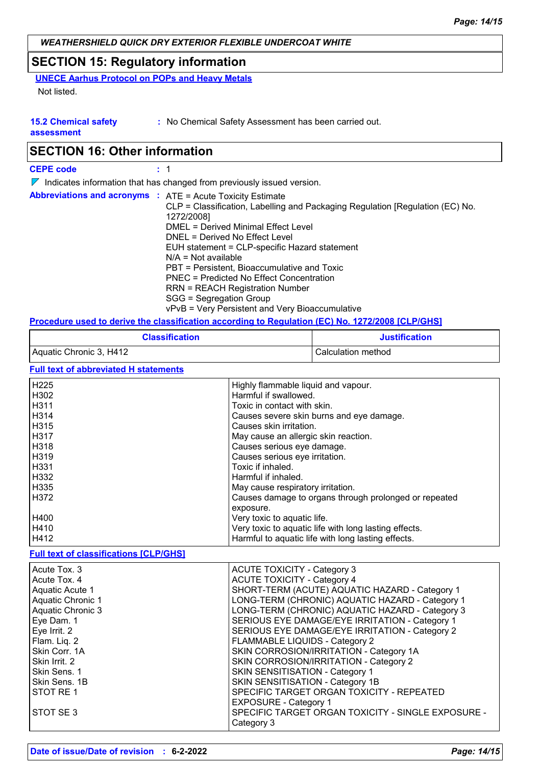*WEATHERSHIELD QUICK DRY EXTERIOR FLEXIBLE UNDERCOAT WHITE*

## SECTION 15: Regulatory information

**UNECE Aarhus Protocol on POPs and Heavy Metals**

Not listed.

**15.2 Chemical safety assessment** : No Chemical Safety Assessment has been carried out.

## SECTION 16: Other information

**CEPE code** : 1

Indicates information that has changed from previously issued version.

**Abbreviations and acronyms** : ATE = Acute Toxicity Estimate
CLP = Classification, Labelling and Packaging Regulation [Regulation (EC) No. 1272/2008]
DMEL = Derived Minimal Effect Level
DNEL = Derived No Effect Level
EUH statement = CLP-specific Hazard statement
N/A = Not available
PBT = Persistent, Bioaccumulative and Toxic
PNEC = Predicted No Effect Concentration
RRN = REACH Registration Number
SGG = Segregation Group
vPvB = Very Persistent and Very Bioaccumulative

**Procedure used to derive the classification according to Regulation (EC) No. 1272/2008 [CLP/GHS]**

| Classification | Justification |
|---|---|
| Aquatic Chronic 3, H412 | Calculation method |

**Full text of abbreviated H statements**

| | |
|---|---|
| H225 | Highly flammable liquid and vapour. |
| H302 | Harmful if swallowed. |
| H311 | Toxic in contact with skin. |
| H314 | Causes severe skin burns and eye damage. |
| H315 | Causes skin irritation. |
| H317 | May cause an allergic skin reaction. |
| H318 | Causes serious eye damage. |
| H319 | Causes serious eye irritation. |
| H331 | Toxic if inhaled. |
| H332 | Harmful if inhaled. |
| H335 | May cause respiratory irritation. |
| H372 | Causes damage to organs through prolonged or repeated exposure. |
| H400 | Very toxic to aquatic life. |
| H410 | Very toxic to aquatic life with long lasting effects. |
| H412 | Harmful to aquatic life with long lasting effects. |

**Full text of classifications [CLP/GHS]**

| | |
|---|---|
| Acute Tox. 3 | ACUTE TOXICITY - Category 3 |
| Acute Tox. 4 | ACUTE TOXICITY - Category 4 |
| Aquatic Acute 1 | SHORT-TERM (ACUTE) AQUATIC HAZARD - Category 1 |
| Aquatic Chronic 1 | LONG-TERM (CHRONIC) AQUATIC HAZARD - Category 1 |
| Aquatic Chronic 3 | LONG-TERM (CHRONIC) AQUATIC HAZARD - Category 3 |
| Eye Dam. 1 | SERIOUS EYE DAMAGE/EYE IRRITATION - Category 1 |
| Eye Irrit. 2 | SERIOUS EYE DAMAGE/EYE IRRITATION - Category 2 |
| Flam. Liq. 2 | FLAMMABLE LIQUIDS - Category 2 |
| Skin Corr. 1A | SKIN CORROSION/IRRITATION - Category 1A |
| Skin Irrit. 2 | SKIN CORROSION/IRRITATION - Category 2 |
| Skin Sens. 1 | SKIN SENSITISATION - Category 1 |
| Skin Sens. 1B | SKIN SENSITISATION - Category 1B |
| STOT RE 1 | SPECIFIC TARGET ORGAN TOXICITY - REPEATED EXPOSURE - Category 1 |
| STOT SE 3 | SPECIFIC TARGET ORGAN TOXICITY - SINGLE EXPOSURE - Category 3 |

**Date of issue/Date of revision** : **6-2-2022**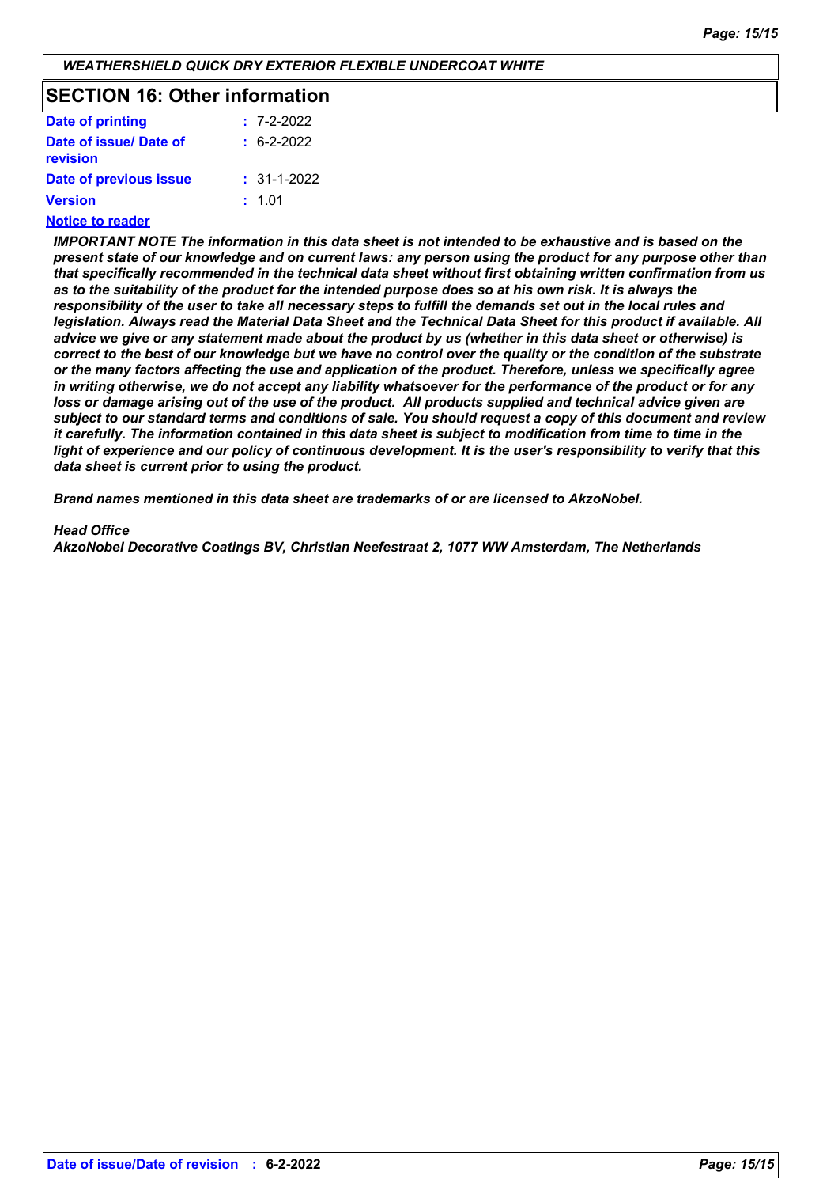## SECTION 16: Other information

| | |
|---|---|
| **Date of printing** | : 7-2-2022 |
| **Date of issue/ Date of revision** | : 6-2-2022 |
| **Date of previous issue** | : 31-1-2022 |
| **Version** | : 1.01 |

**Notice to reader**

***IMPORTANT NOTE The information in this data sheet is not intended to be exhaustive and is based on the present state of our knowledge and on current laws: any person using the product for any purpose other than that specifically recommended in the technical data sheet without first obtaining written confirmation from us as to the suitability of the product for the intended purpose does so at his own risk. It is always the responsibility of the user to take all necessary steps to fulfill the demands set out in the local rules and legislation. Always read the Material Data Sheet and the Technical Data Sheet for this product if available. All advice we give or any statement made about the product by us (whether in this data sheet or otherwise) is correct to the best of our knowledge but we have no control over the quality or the condition of the substrate or the many factors affecting the use and application of the product. Therefore, unless we specifically agree in writing otherwise, we do not accept any liability whatsoever for the performance of the product or for any loss or damage arising out of the use of the product. All products supplied and technical advice given are subject to our standard terms and conditions of sale. You should request a copy of this document and review it carefully. The information contained in this data sheet is subject to modification from time to time in the light of experience and our policy of continuous development. It is the user's responsibility to verify that this data sheet is current prior to using the product.***

***Brand names mentioned in this data sheet are trademarks of or are licensed to AkzoNobel.***

***Head Office***
***AkzoNobel Decorative Coatings BV, Christian Neefestraat 2, 1077 WW Amsterdam, The Netherlands***